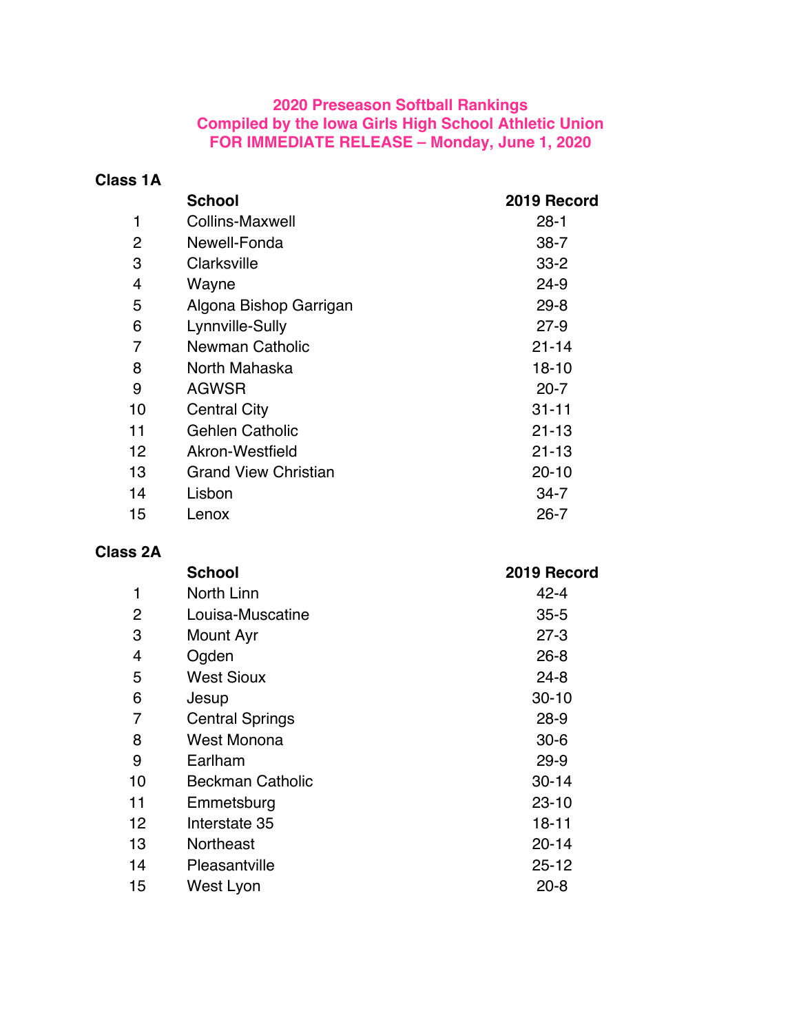**2020 Preseason Softball Rankings**
**Compiled by the Iowa Girls High School Athletic Union**
**FOR IMMEDIATE RELEASE – Monday, June 1, 2020**

### Class 1A

| | School | 2019 Record |
|---|---|---|
| 1 | Collins-Maxwell | 28-1 |
| 2 | Newell-Fonda | 38-7 |
| 3 | Clarksville | 33-2 |
| 4 | Wayne | 24-9 |
| 5 | Algona Bishop Garrigan | 29-8 |
| 6 | Lynnville-Sully | 27-9 |
| 7 | Newman Catholic | 21-14 |
| 8 | North Mahaska | 18-10 |
| 9 | AGWSR | 20-7 |
| 10 | Central City | 31-11 |
| 11 | Gehlen Catholic | 21-13 |
| 12 | Akron-Westfield | 21-13 |
| 13 | Grand View Christian | 20-10 |
| 14 | Lisbon | 34-7 |
| 15 | Lenox | 26-7 |

### Class 2A

| | School | 2019 Record |
|---|---|---|
| 1 | North Linn | 42-4 |
| 2 | Louisa-Muscatine | 35-5 |
| 3 | Mount Ayr | 27-3 |
| 4 | Ogden | 26-8 |
| 5 | West Sioux | 24-8 |
| 6 | Jesup | 30-10 |
| 7 | Central Springs | 28-9 |
| 8 | West Monona | 30-6 |
| 9 | Earlham | 29-9 |
| 10 | Beckman Catholic | 30-14 |
| 11 | Emmetsburg | 23-10 |
| 12 | Interstate 35 | 18-11 |
| 13 | Northeast | 20-14 |
| 14 | Pleasantville | 25-12 |
| 15 | West Lyon | 20-8 |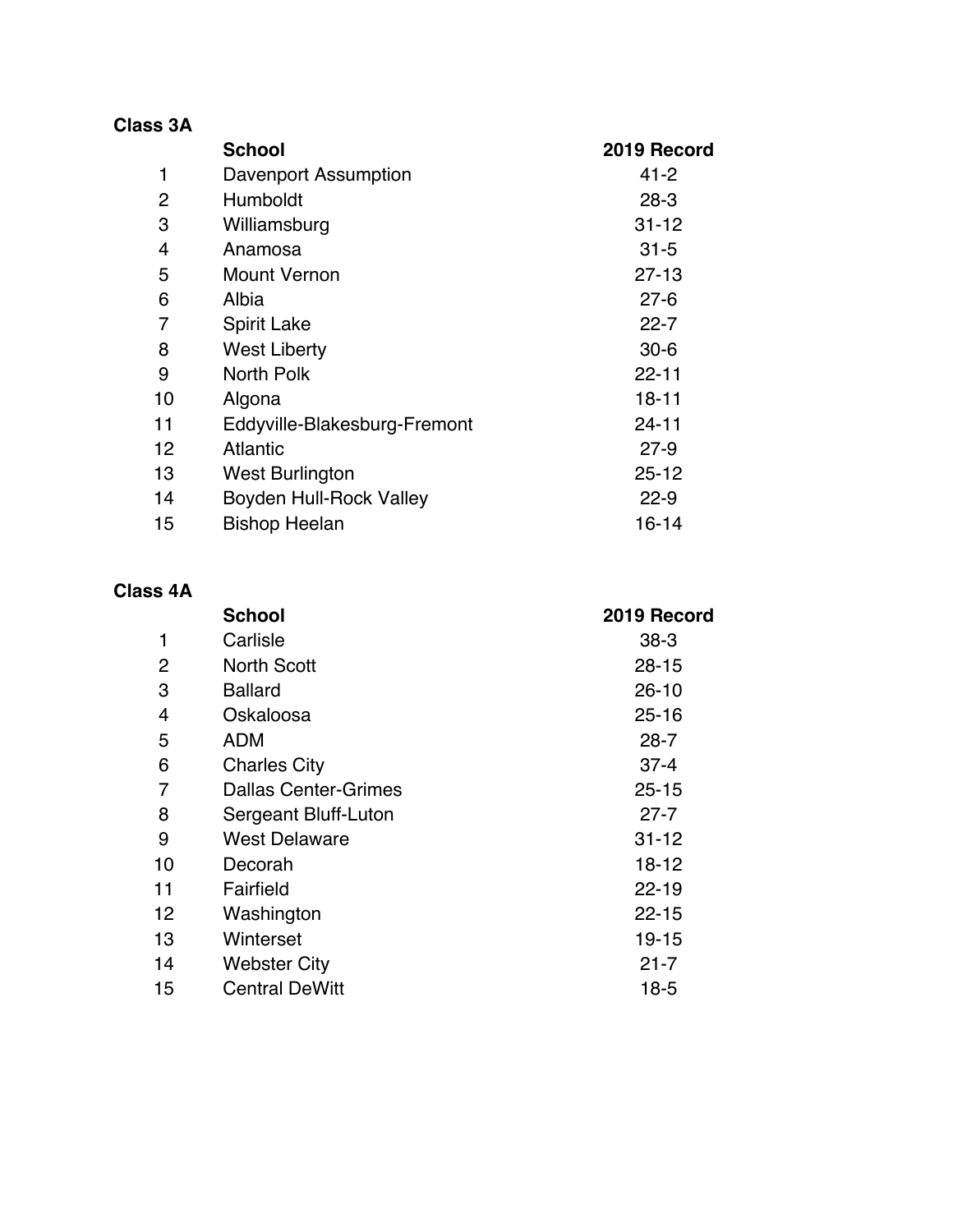**Class 3A**

| | School | 2019 Record |
|---|---|---|
| 1 | Davenport Assumption | 41-2 |
| 2 | Humboldt | 28-3 |
| 3 | Williamsburg | 31-12 |
| 4 | Anamosa | 31-5 |
| 5 | Mount Vernon | 27-13 |
| 6 | Albia | 27-6 |
| 7 | Spirit Lake | 22-7 |
| 8 | West Liberty | 30-6 |
| 9 | North Polk | 22-11 |
| 10 | Algona | 18-11 |
| 11 | Eddyville-Blakesburg-Fremont | 24-11 |
| 12 | Atlantic | 27-9 |
| 13 | West Burlington | 25-12 |
| 14 | Boyden Hull-Rock Valley | 22-9 |
| 15 | Bishop Heelan | 16-14 |

**Class 4A**

| | School | 2019 Record |
|---|---|---|
| 1 | Carlisle | 38-3 |
| 2 | North Scott | 28-15 |
| 3 | Ballard | 26-10 |
| 4 | Oskaloosa | 25-16 |
| 5 | ADM | 28-7 |
| 6 | Charles City | 37-4 |
| 7 | Dallas Center-Grimes | 25-15 |
| 8 | Sergeant Bluff-Luton | 27-7 |
| 9 | West Delaware | 31-12 |
| 10 | Decorah | 18-12 |
| 11 | Fairfield | 22-19 |
| 12 | Washington | 22-15 |
| 13 | Winterset | 19-15 |
| 14 | Webster City | 21-7 |
| 15 | Central DeWitt | 18-5 |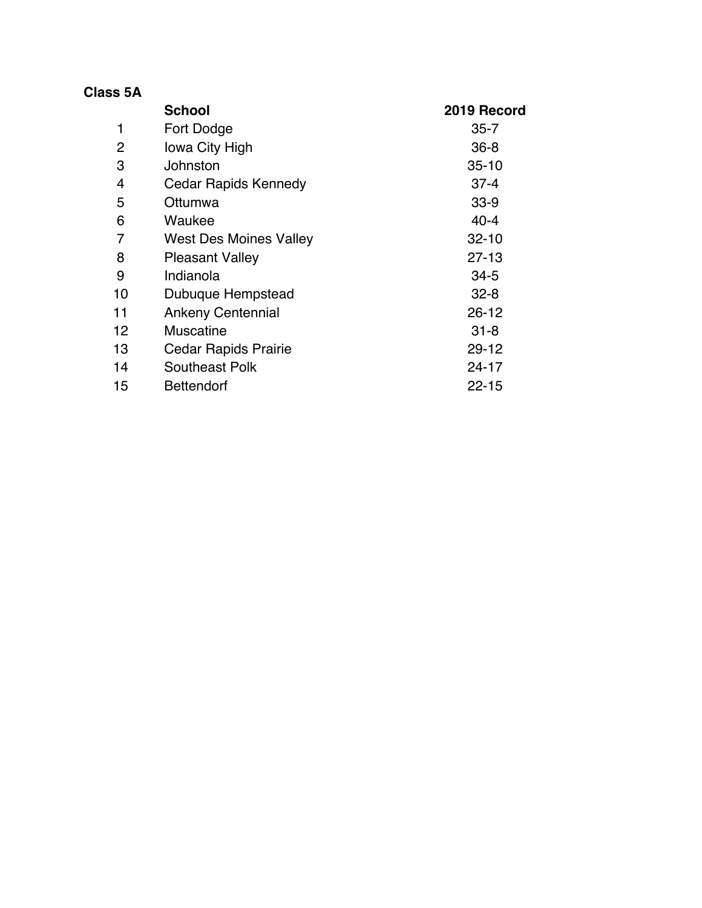**Class 5A**

| | School | 2019 Record |
|---|---|---|
| 1 | Fort Dodge | 35-7 |
| 2 | Iowa City High | 36-8 |
| 3 | Johnston | 35-10 |
| 4 | Cedar Rapids Kennedy | 37-4 |
| 5 | Ottumwa | 33-9 |
| 6 | Waukee | 40-4 |
| 7 | West Des Moines Valley | 32-10 |
| 8 | Pleasant Valley | 27-13 |
| 9 | Indianola | 34-5 |
| 10 | Dubuque Hempstead | 32-8 |
| 11 | Ankeny Centennial | 26-12 |
| 12 | Muscatine | 31-8 |
| 13 | Cedar Rapids Prairie | 29-12 |
| 14 | Southeast Polk | 24-17 |
| 15 | Bettendorf | 22-15 |